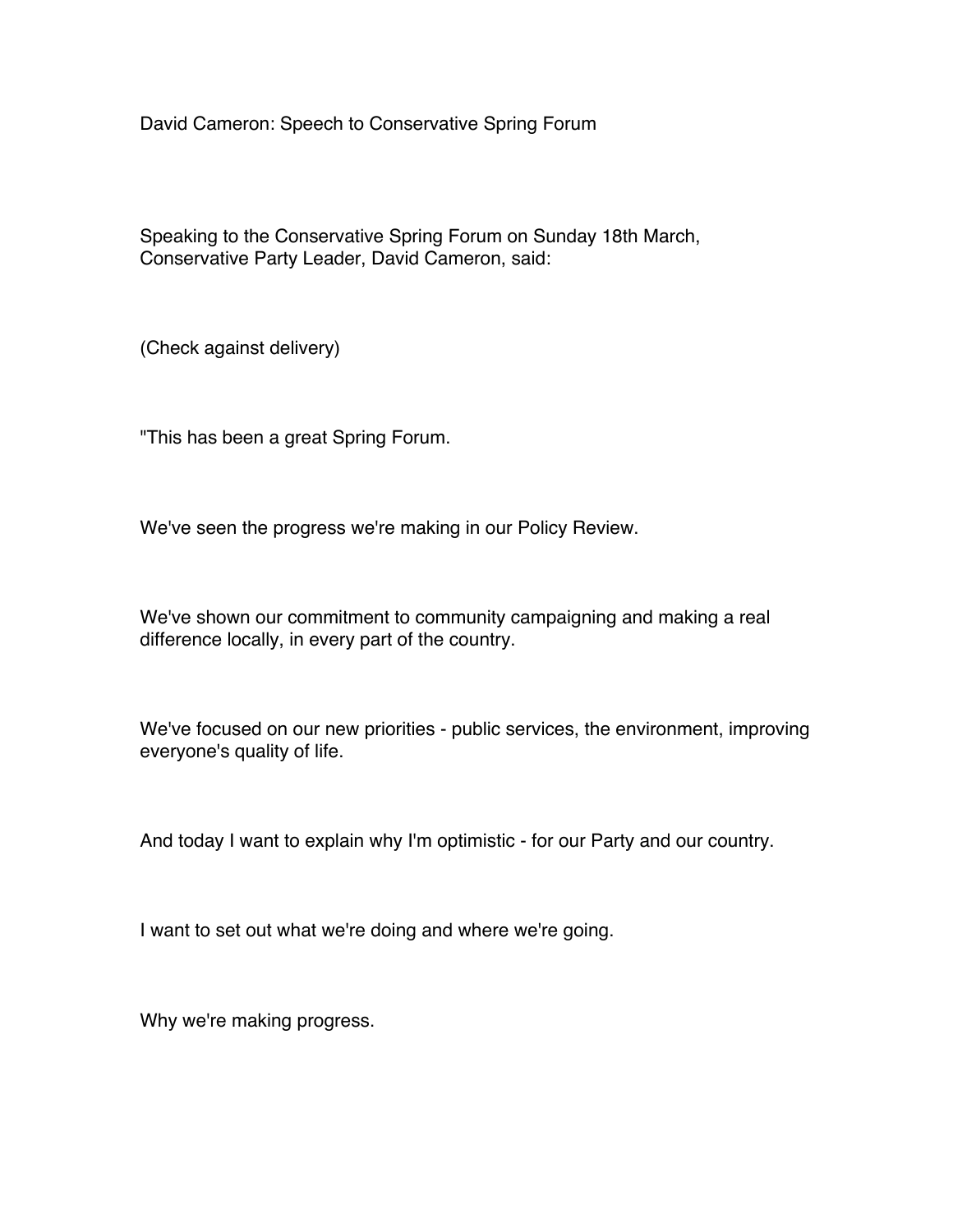# David Cameron: Speech to Conservative Spring Forum

Speaking to the Conservative Spring Forum on Sunday 18th March, Conservative Party Leader, David Cameron, said:

(Check against delivery)

"This has been a great Spring Forum.

We've seen the progress we're making in our Policy Review.

We've shown our commitment to community campaigning and making a real difference locally, in every part of the country.

We've focused on our new priorities - public services, the environment, improving everyone's quality of life.

And today I want to explain why I'm optimistic - for our Party and our country.

I want to set out what we're doing and where we're going.

Why we're making progress.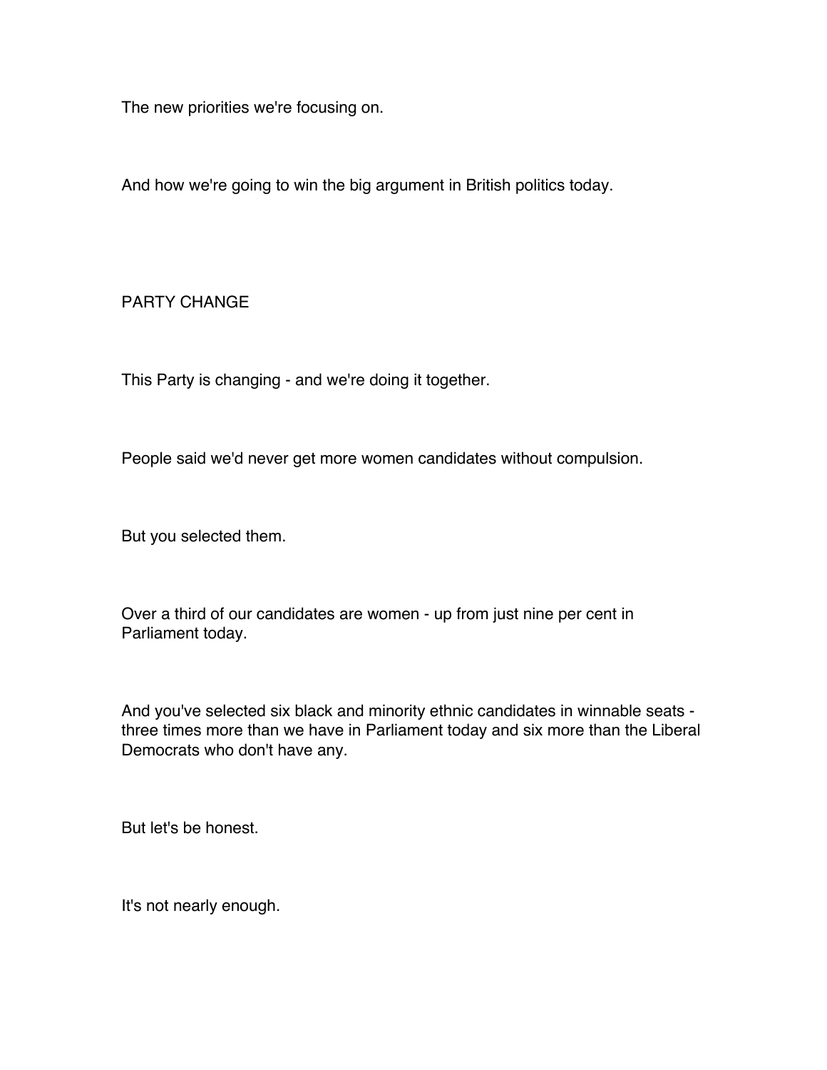The new priorities we're focusing on.

And how we're going to win the big argument in British politics today.

## PARTY CHANGE

This Party is changing - and we're doing it together.

People said we'd never get more women candidates without compulsion.

But you selected them.

Over a third of our candidates are women - up from just nine per cent in Parliament today.

And you've selected six black and minority ethnic candidates in winnable seats - three times more than we have in Parliament today and six more than the Liberal Democrats who don't have any.

But let's be honest.

It's not nearly enough.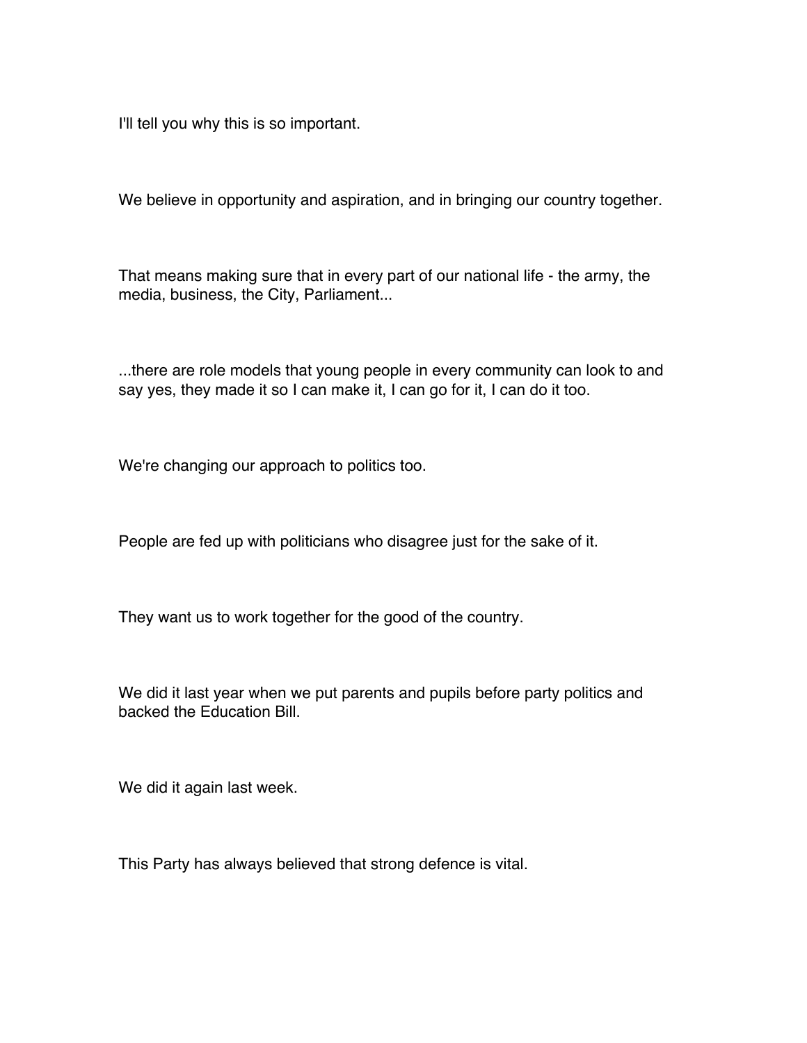I'll tell you why this is so important.

We believe in opportunity and aspiration, and in bringing our country together.

That means making sure that in every part of our national life - the army, the media, business, the City, Parliament...

...there are role models that young people in every community can look to and say yes, they made it so I can make it, I can go for it, I can do it too.

We're changing our approach to politics too.

People are fed up with politicians who disagree just for the sake of it.

They want us to work together for the good of the country.

We did it last year when we put parents and pupils before party politics and backed the Education Bill.

We did it again last week.

This Party has always believed that strong defence is vital.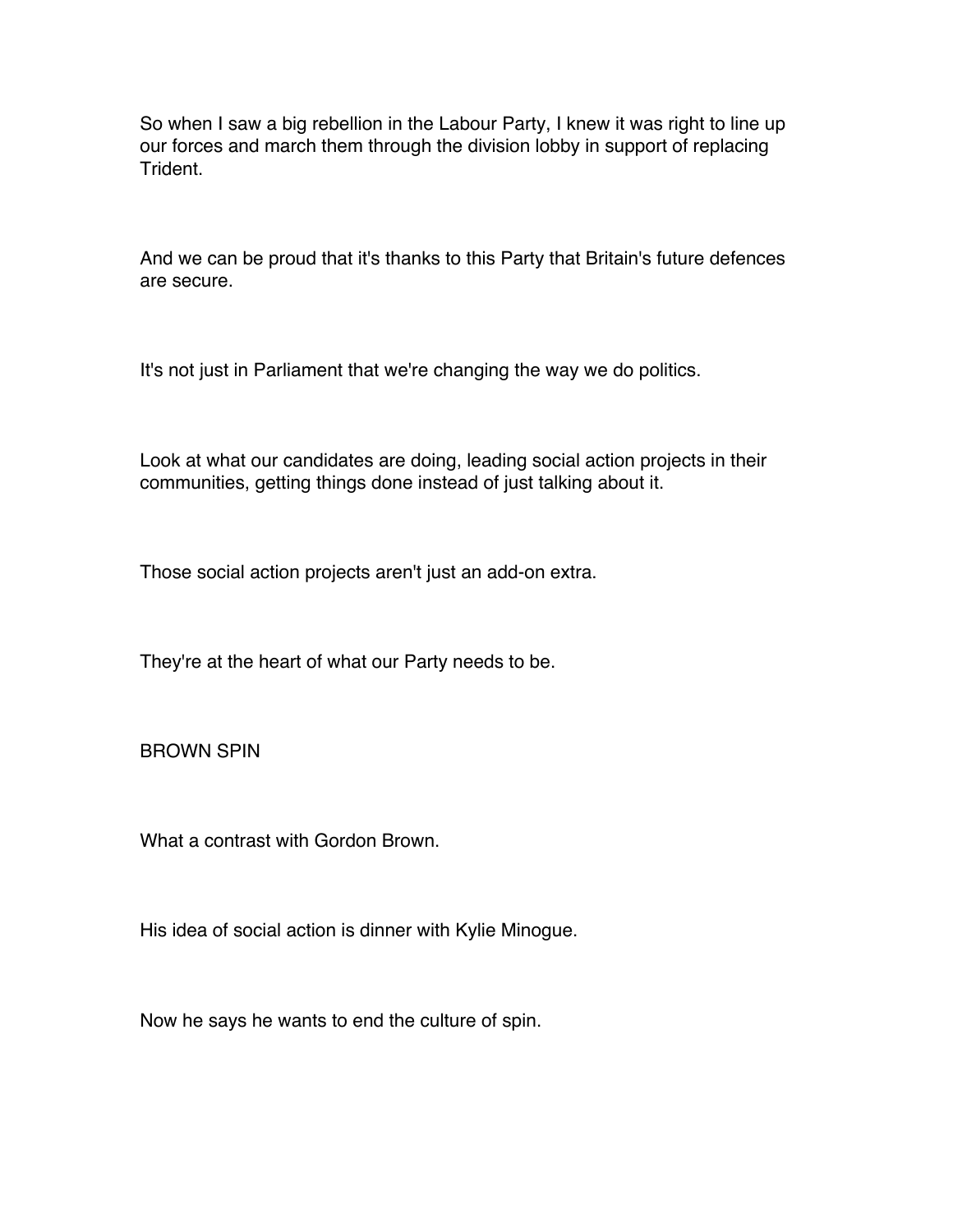So when I saw a big rebellion in the Labour Party, I knew it was right to line up our forces and march them through the division lobby in support of replacing Trident.

And we can be proud that it's thanks to this Party that Britain's future defences are secure.

It's not just in Parliament that we're changing the way we do politics.

Look at what our candidates are doing, leading social action projects in their communities, getting things done instead of just talking about it.

Those social action projects aren't just an add-on extra.

They're at the heart of what our Party needs to be.

## BROWN SPIN

What a contrast with Gordon Brown.

His idea of social action is dinner with Kylie Minogue.

Now he says he wants to end the culture of spin.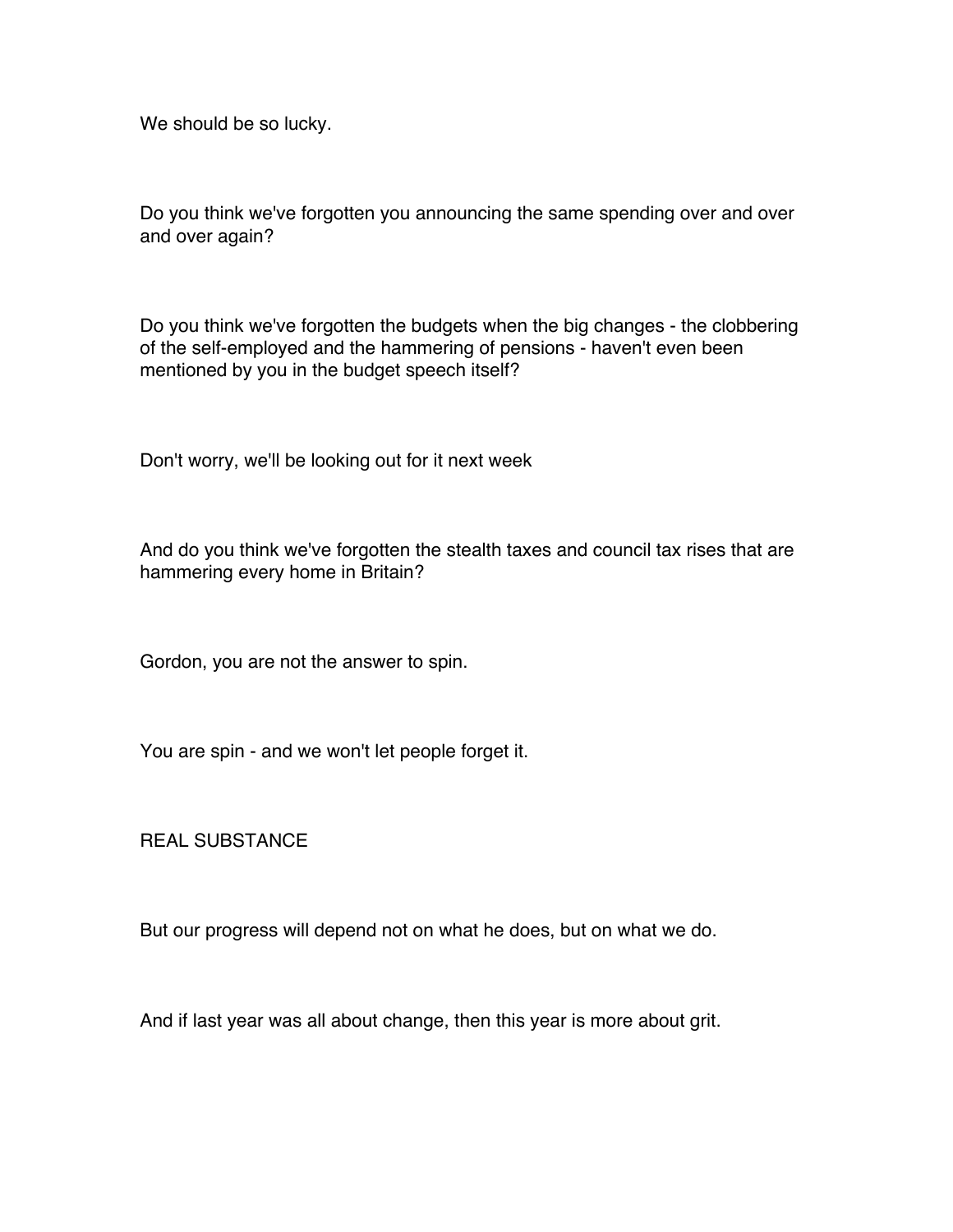We should be so lucky.

Do you think we've forgotten you announcing the same spending over and over and over again?

Do you think we've forgotten the budgets when the big changes - the clobbering of the self-employed and the hammering of pensions - haven't even been mentioned by you in the budget speech itself?

Don't worry, we'll be looking out for it next week

And do you think we've forgotten the stealth taxes and council tax rises that are hammering every home in Britain?

Gordon, you are not the answer to spin.

You are spin - and we won't let people forget it.

## REAL SUBSTANCE

But our progress will depend not on what he does, but on what we do.

And if last year was all about change, then this year is more about grit.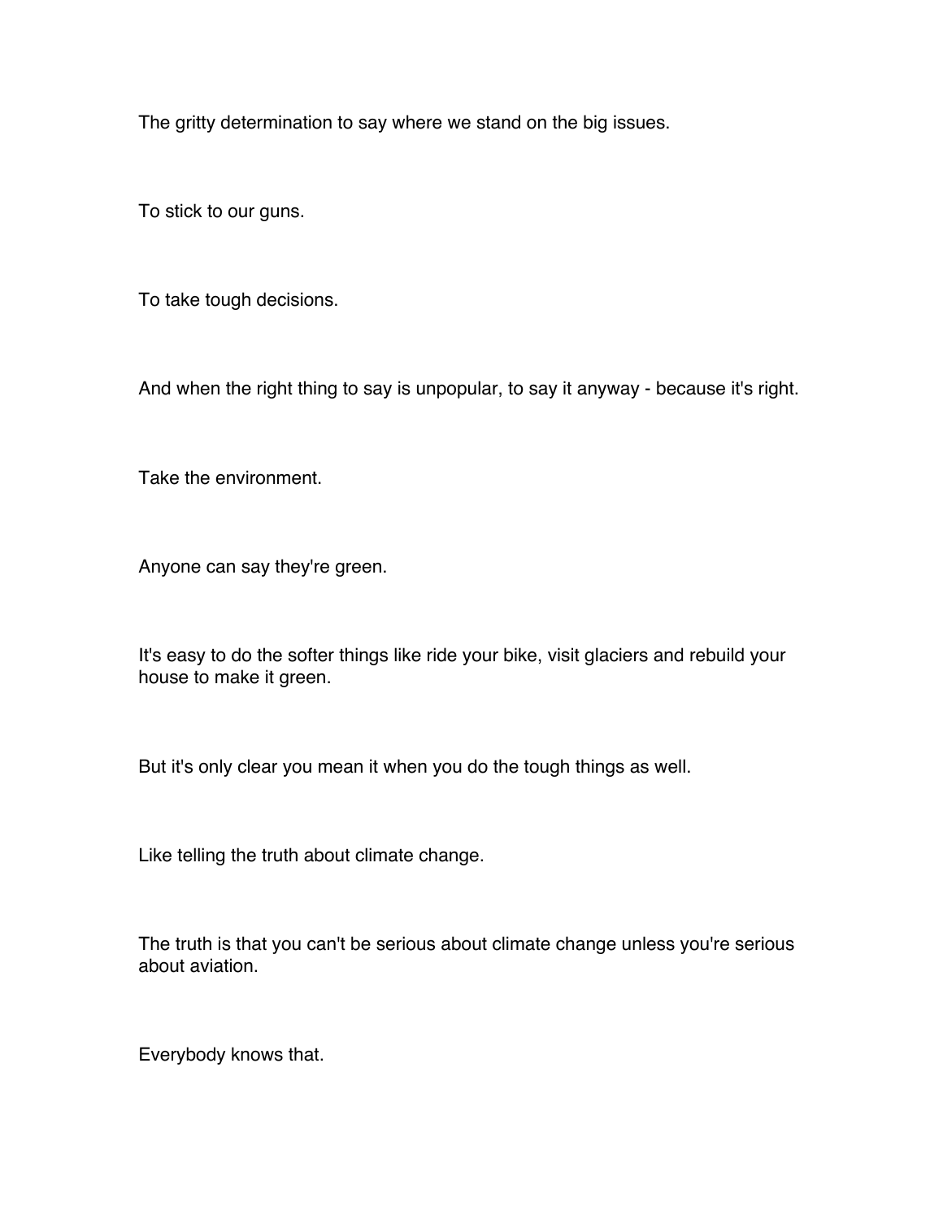The gritty determination to say where we stand on the big issues.

To stick to our guns.

To take tough decisions.

And when the right thing to say is unpopular, to say it anyway - because it's right.

Take the environment.

Anyone can say they're green.

It's easy to do the softer things like ride your bike, visit glaciers and rebuild your house to make it green.

But it's only clear you mean it when you do the tough things as well.

Like telling the truth about climate change.

The truth is that you can't be serious about climate change unless you're serious about aviation.

Everybody knows that.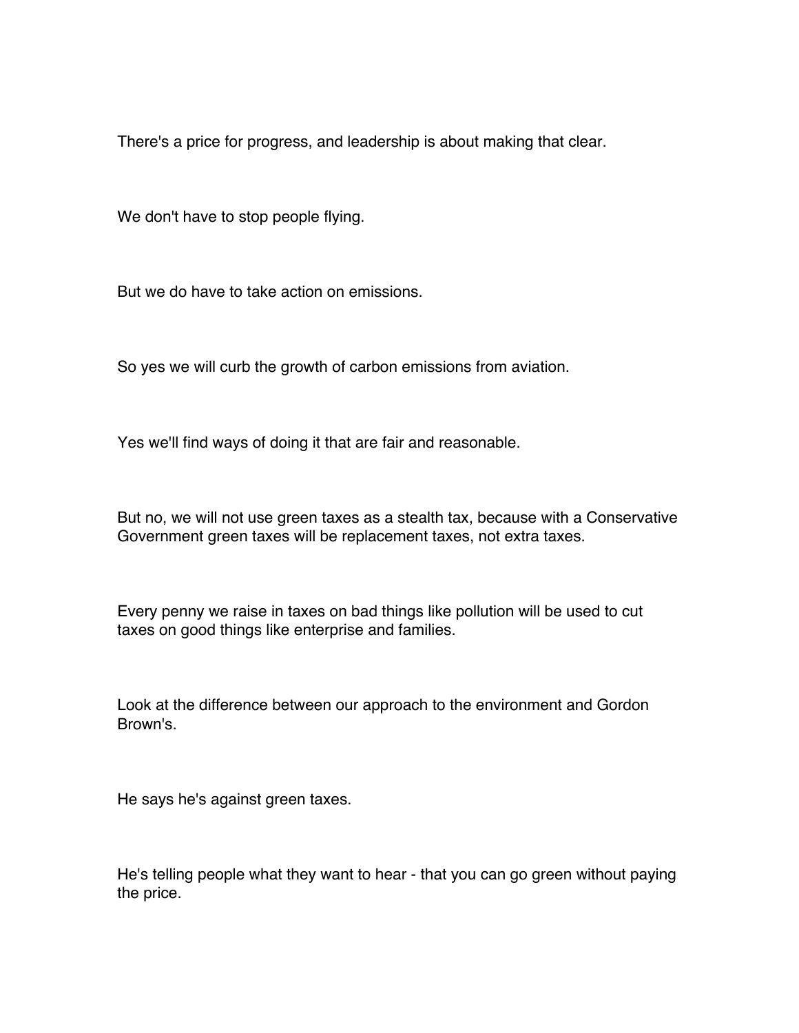There's a price for progress, and leadership is about making that clear.

We don't have to stop people flying.

But we do have to take action on emissions.

So yes we will curb the growth of carbon emissions from aviation.

Yes we'll find ways of doing it that are fair and reasonable.

But no, we will not use green taxes as a stealth tax, because with a Conservative Government green taxes will be replacement taxes, not extra taxes.

Every penny we raise in taxes on bad things like pollution will be used to cut taxes on good things like enterprise and families.

Look at the difference between our approach to the environment and Gordon Brown's.

He says he's against green taxes.

He's telling people what they want to hear - that you can go green without paying the price.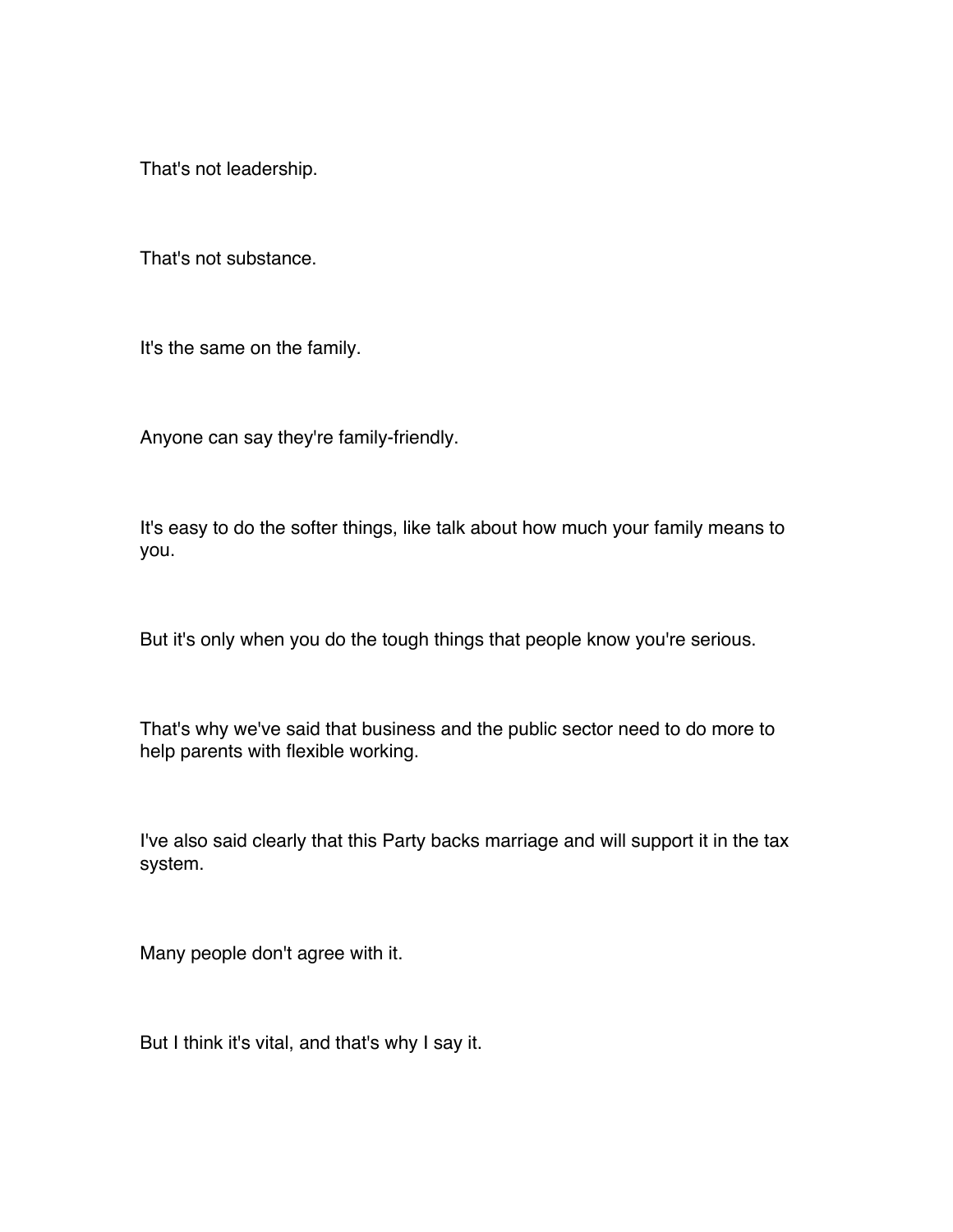That's not leadership.

That's not substance.

It's the same on the family.

Anyone can say they're family-friendly.

It's easy to do the softer things, like talk about how much your family means to you.

But it's only when you do the tough things that people know you're serious.

That's why we've said that business and the public sector need to do more to help parents with flexible working.

I've also said clearly that this Party backs marriage and will support it in the tax system.

Many people don't agree with it.

But I think it's vital, and that's why I say it.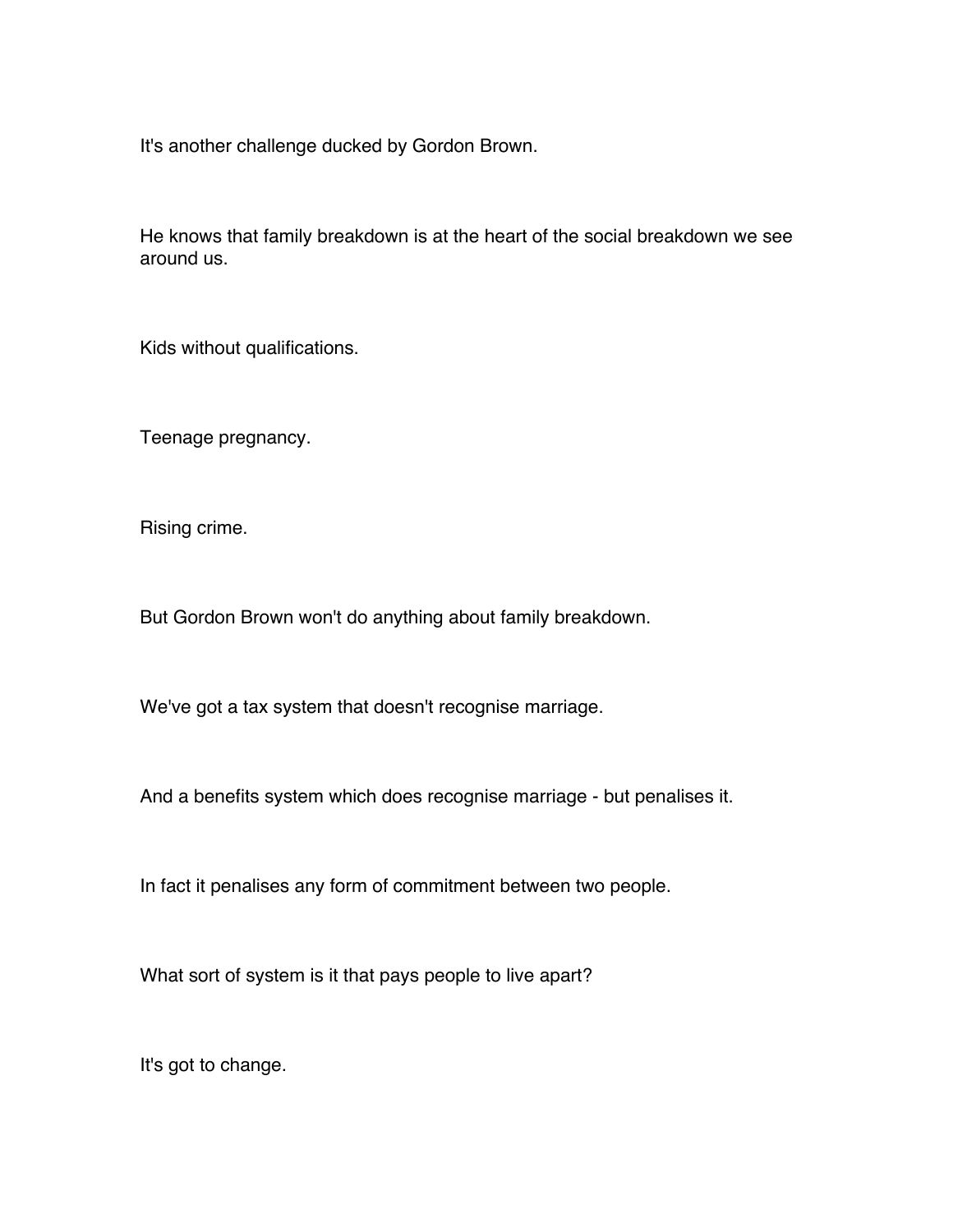It's another challenge ducked by Gordon Brown.

He knows that family breakdown is at the heart of the social breakdown we see around us.

Kids without qualifications.

Teenage pregnancy.

Rising crime.

But Gordon Brown won't do anything about family breakdown.

We've got a tax system that doesn't recognise marriage.

And a benefits system which does recognise marriage - but penalises it.

In fact it penalises any form of commitment between two people.

What sort of system is it that pays people to live apart?

It's got to change.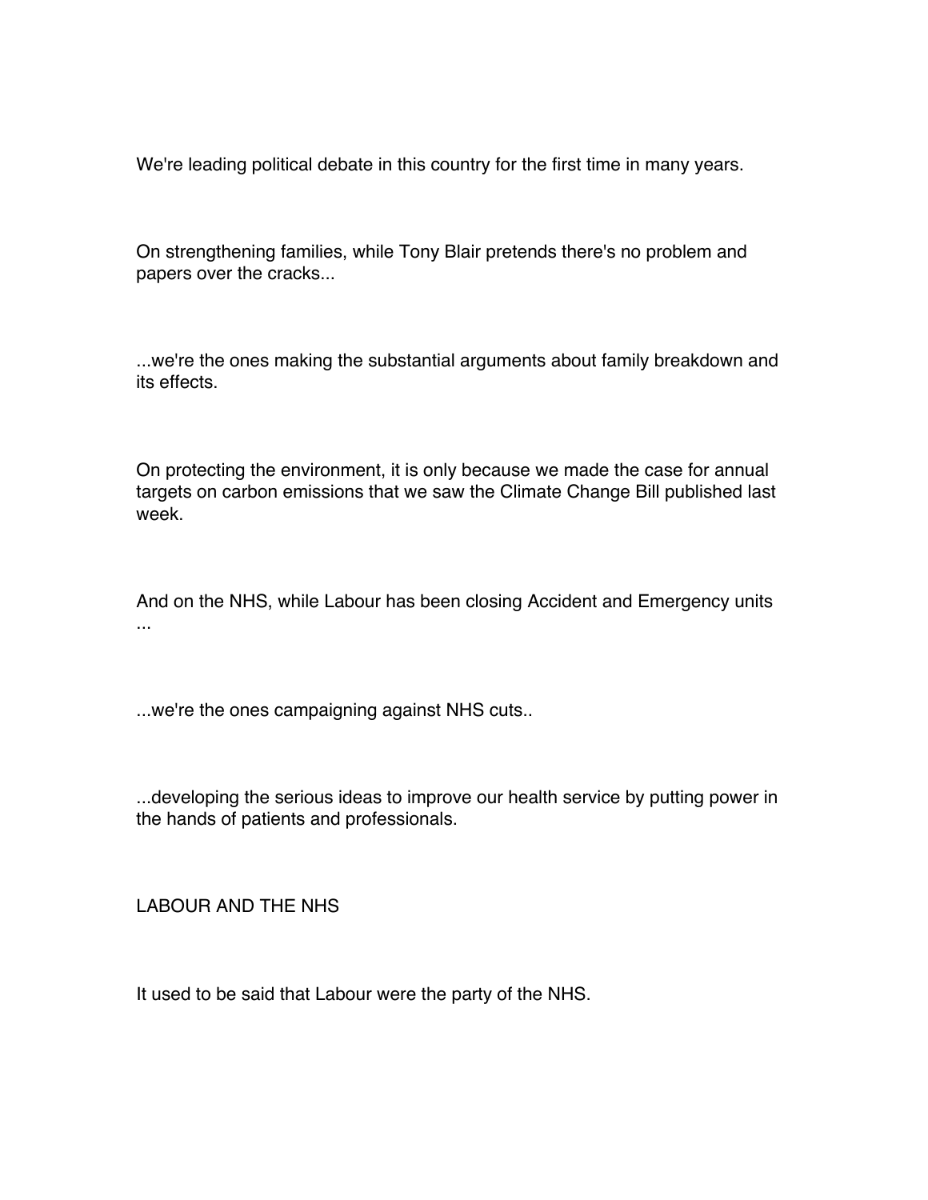We're leading political debate in this country for the first time in many years.

On strengthening families, while Tony Blair pretends there's no problem and papers over the cracks...

...we're the ones making the substantial arguments about family breakdown and its effects.

On protecting the environment, it is only because we made the case for annual targets on carbon emissions that we saw the Climate Change Bill published last week.

And on the NHS, while Labour has been closing Accident and Emergency units ...

...we're the ones campaigning against NHS cuts..

...developing the serious ideas to improve our health service by putting power in the hands of patients and professionals.

## LABOUR AND THE NHS

It used to be said that Labour were the party of the NHS.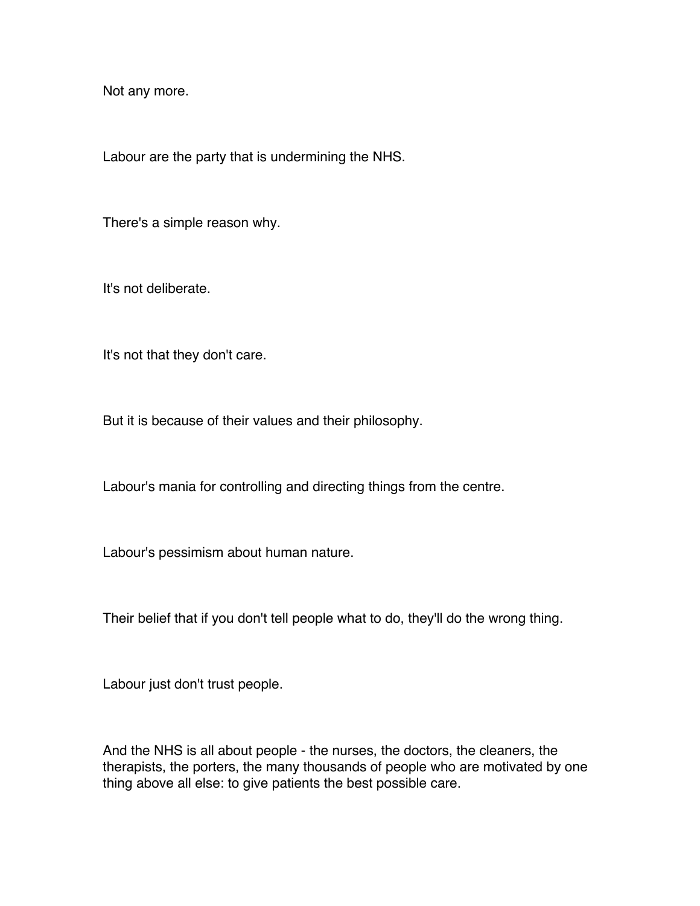Not any more.

Labour are the party that is undermining the NHS.

There's a simple reason why.

It's not deliberate.

It's not that they don't care.

But it is because of their values and their philosophy.

Labour's mania for controlling and directing things from the centre.

Labour's pessimism about human nature.

Their belief that if you don't tell people what to do, they'll do the wrong thing.

Labour just don't trust people.

And the NHS is all about people - the nurses, the doctors, the cleaners, the therapists, the porters, the many thousands of people who are motivated by one thing above all else: to give patients the best possible care.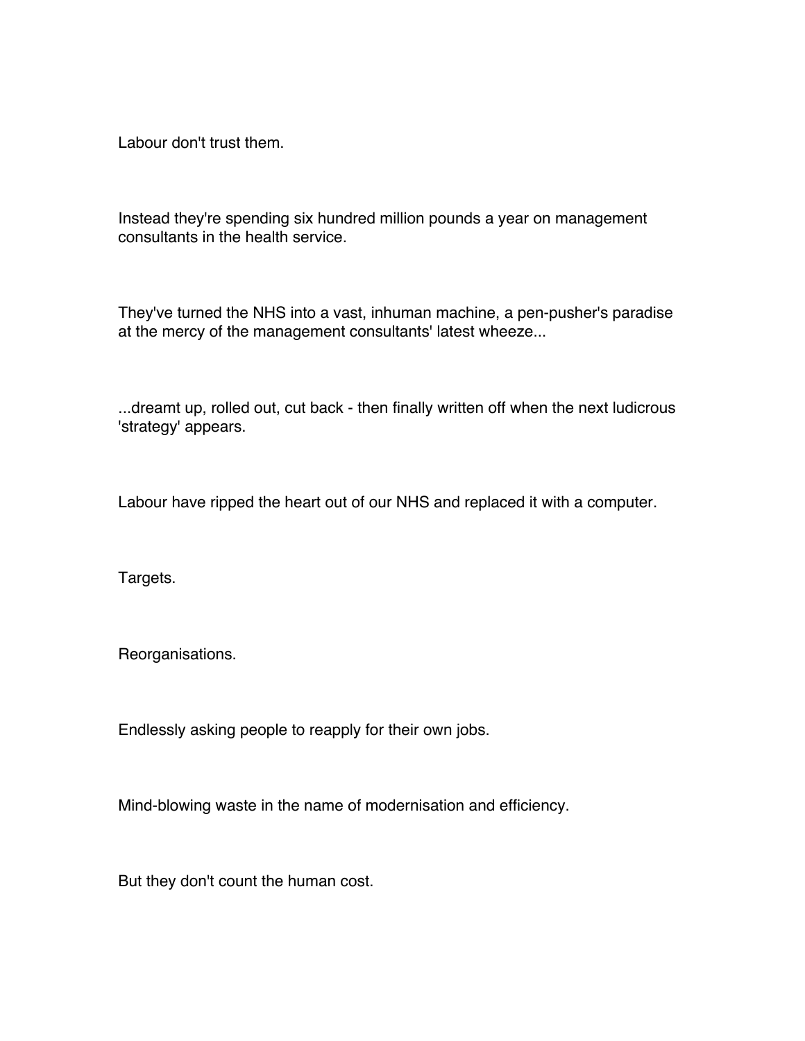Labour don't trust them.

Instead they're spending six hundred million pounds a year on management consultants in the health service.

They've turned the NHS into a vast, inhuman machine, a pen-pusher's paradise at the mercy of the management consultants' latest wheeze...

...dreamt up, rolled out, cut back - then finally written off when the next ludicrous 'strategy' appears.

Labour have ripped the heart out of our NHS and replaced it with a computer.

Targets.

Reorganisations.

Endlessly asking people to reapply for their own jobs.

Mind-blowing waste in the name of modernisation and efficiency.

But they don't count the human cost.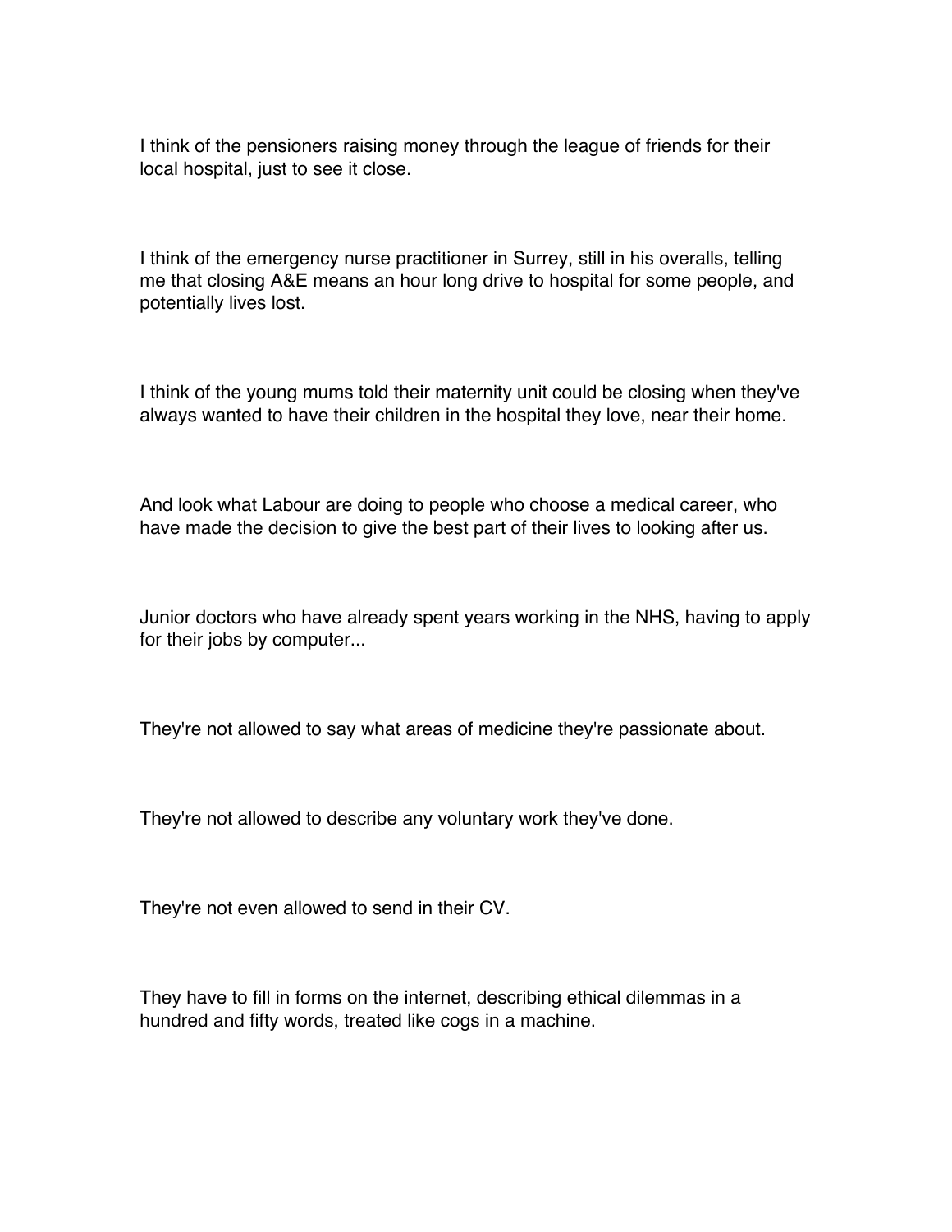I think of the pensioners raising money through the league of friends for their local hospital, just to see it close.

I think of the emergency nurse practitioner in Surrey, still in his overalls, telling me that closing A&E means an hour long drive to hospital for some people, and potentially lives lost.

I think of the young mums told their maternity unit could be closing when they've always wanted to have their children in the hospital they love, near their home.

And look what Labour are doing to people who choose a medical career, who have made the decision to give the best part of their lives to looking after us.

Junior doctors who have already spent years working in the NHS, having to apply for their jobs by computer...

They're not allowed to say what areas of medicine they're passionate about.

They're not allowed to describe any voluntary work they've done.

They're not even allowed to send in their CV.

They have to fill in forms on the internet, describing ethical dilemmas in a hundred and fifty words, treated like cogs in a machine.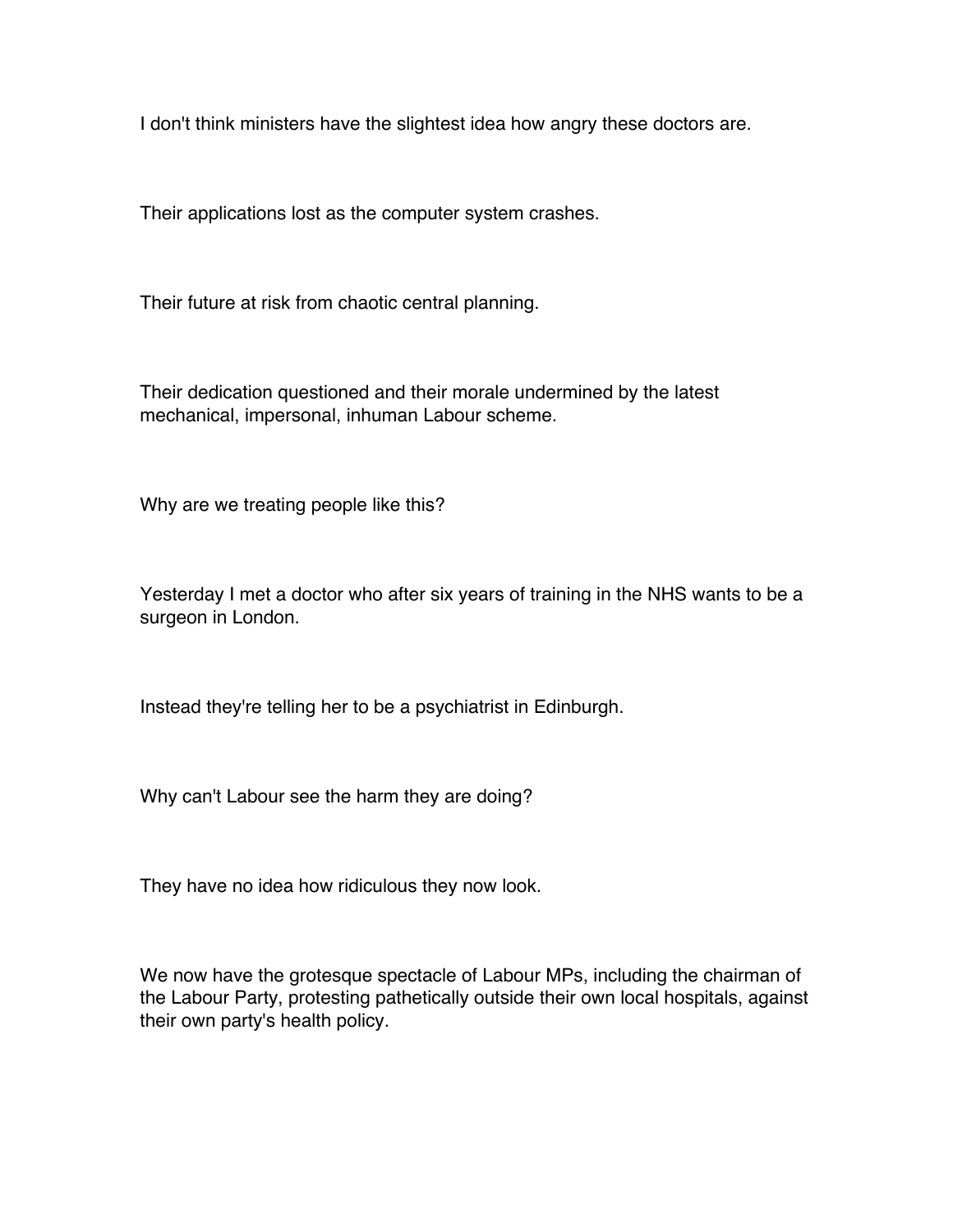I don't think ministers have the slightest idea how angry these doctors are.

Their applications lost as the computer system crashes.

Their future at risk from chaotic central planning.

Their dedication questioned and their morale undermined by the latest mechanical, impersonal, inhuman Labour scheme.

Why are we treating people like this?

Yesterday I met a doctor who after six years of training in the NHS wants to be a surgeon in London.

Instead they're telling her to be a psychiatrist in Edinburgh.

Why can't Labour see the harm they are doing?

They have no idea how ridiculous they now look.

We now have the grotesque spectacle of Labour MPs, including the chairman of the Labour Party, protesting pathetically outside their own local hospitals, against their own party's health policy.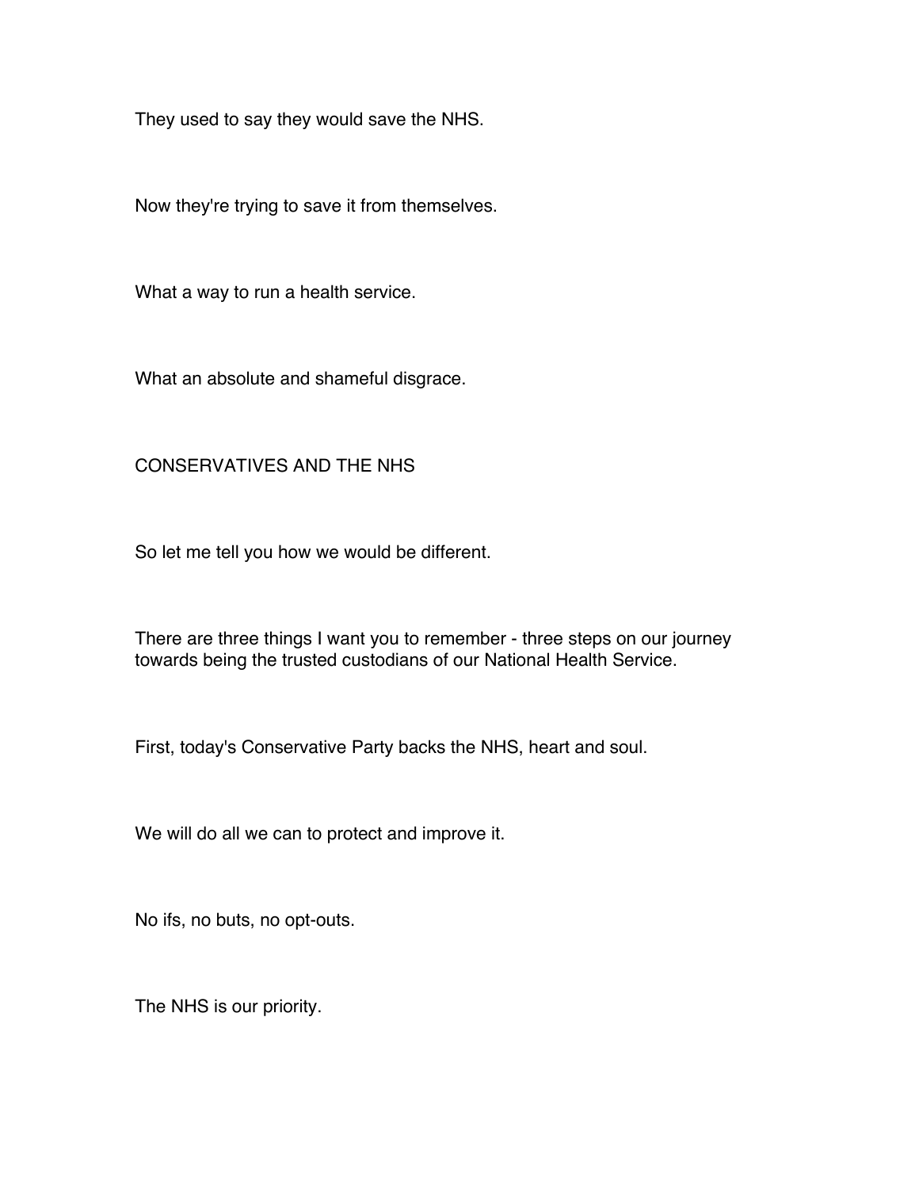They used to say they would save the NHS.

Now they're trying to save it from themselves.

What a way to run a health service.

What an absolute and shameful disgrace.

## CONSERVATIVES AND THE NHS

So let me tell you how we would be different.

There are three things I want you to remember - three steps on our journey towards being the trusted custodians of our National Health Service.

First, today's Conservative Party backs the NHS, heart and soul.

We will do all we can to protect and improve it.

No ifs, no buts, no opt-outs.

The NHS is our priority.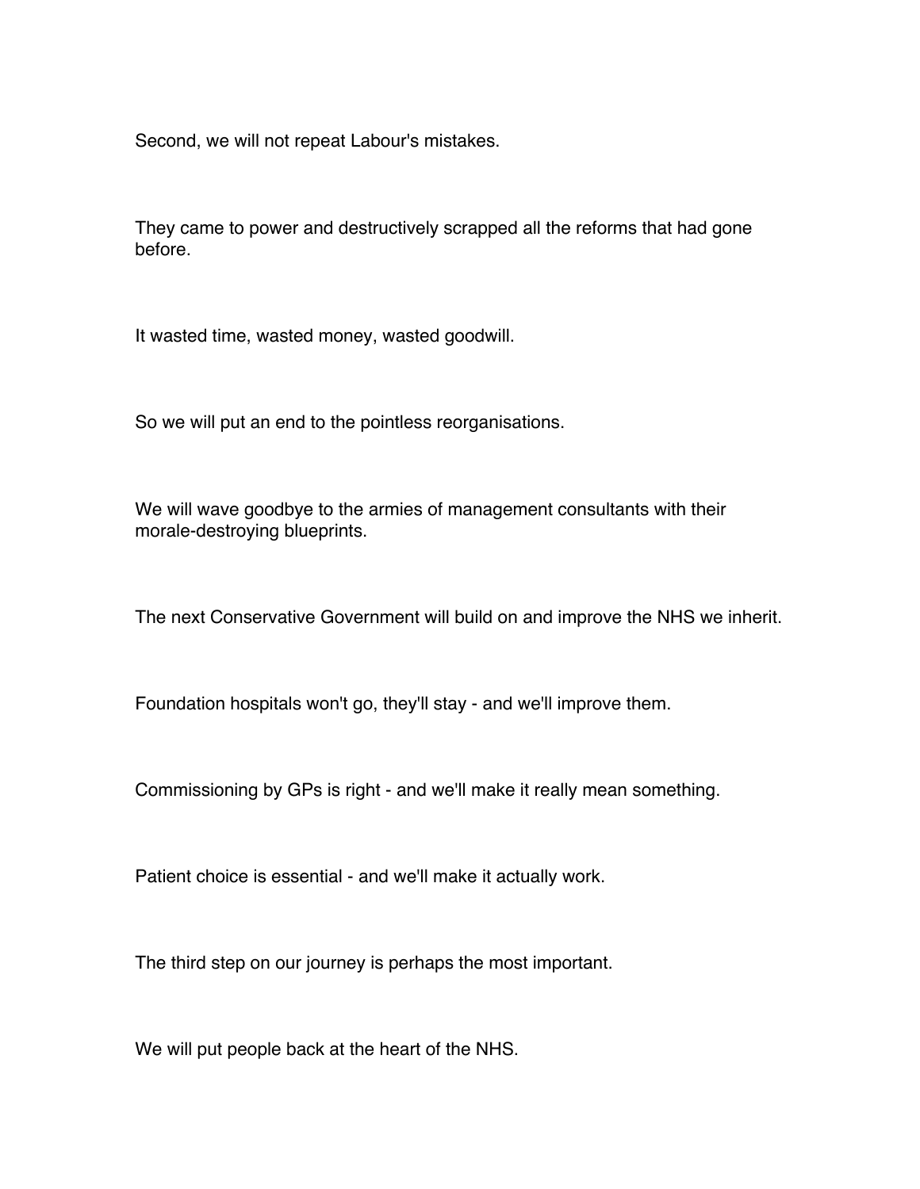Second, we will not repeat Labour's mistakes.

They came to power and destructively scrapped all the reforms that had gone before.

It wasted time, wasted money, wasted goodwill.

So we will put an end to the pointless reorganisations.

We will wave goodbye to the armies of management consultants with their morale-destroying blueprints.

The next Conservative Government will build on and improve the NHS we inherit.

Foundation hospitals won't go, they'll stay - and we'll improve them.

Commissioning by GPs is right - and we'll make it really mean something.

Patient choice is essential - and we'll make it actually work.

The third step on our journey is perhaps the most important.

We will put people back at the heart of the NHS.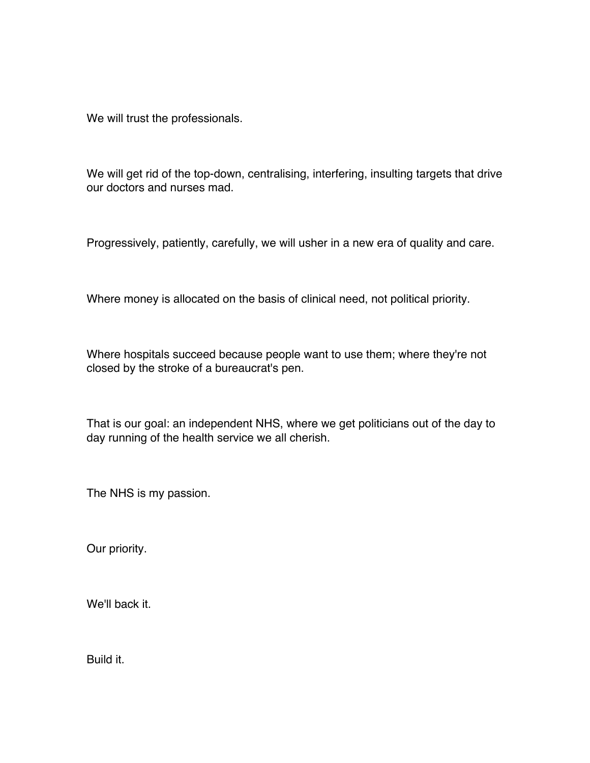We will trust the professionals.

We will get rid of the top-down, centralising, interfering, insulting targets that drive our doctors and nurses mad.

Progressively, patiently, carefully, we will usher in a new era of quality and care.

Where money is allocated on the basis of clinical need, not political priority.

Where hospitals succeed because people want to use them; where they're not closed by the stroke of a bureaucrat's pen.

That is our goal: an independent NHS, where we get politicians out of the day to day running of the health service we all cherish.

The NHS is my passion.

Our priority.

We'll back it.

Build it.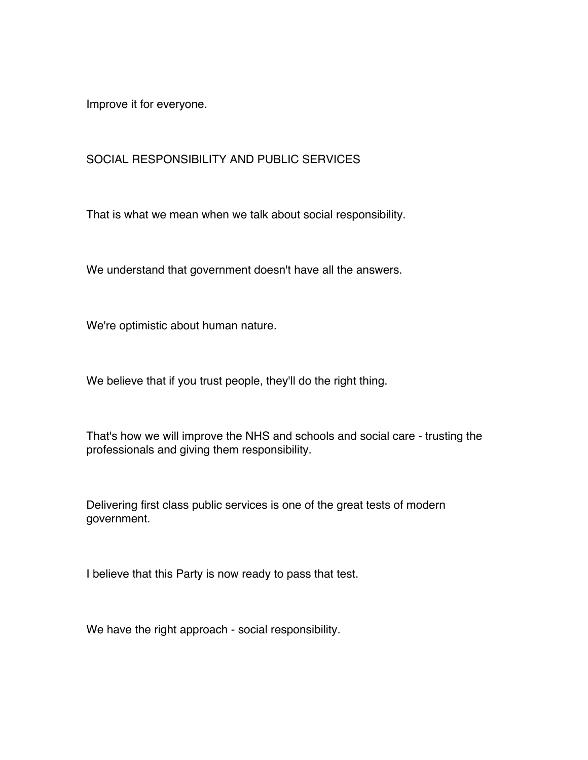Improve it for everyone.

## SOCIAL RESPONSIBILITY AND PUBLIC SERVICES

That is what we mean when we talk about social responsibility.

We understand that government doesn't have all the answers.

We're optimistic about human nature.

We believe that if you trust people, they'll do the right thing.

That's how we will improve the NHS and schools and social care - trusting the professionals and giving them responsibility.

Delivering first class public services is one of the great tests of modern government.

I believe that this Party is now ready to pass that test.

We have the right approach - social responsibility.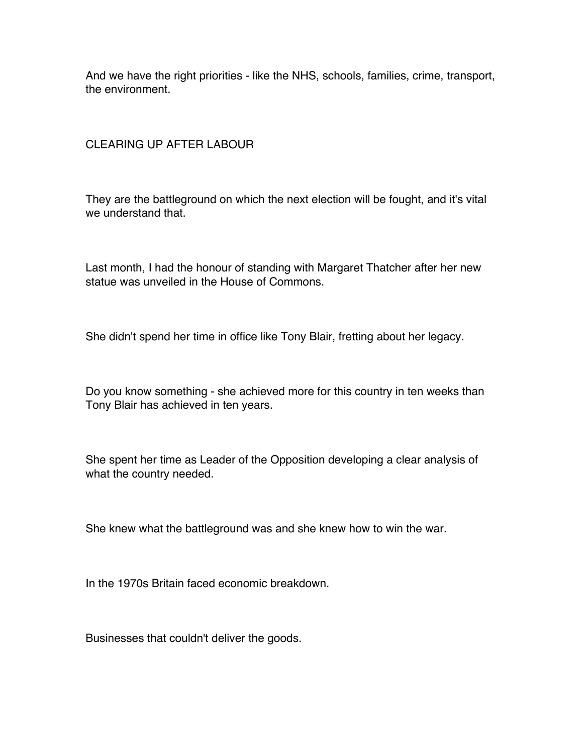And we have the right priorities - like the NHS, schools, families, crime, transport, the environment.

## CLEARING UP AFTER LABOUR

They are the battleground on which the next election will be fought, and it's vital we understand that.

Last month, I had the honour of standing with Margaret Thatcher after her new statue was unveiled in the House of Commons.

She didn't spend her time in office like Tony Blair, fretting about her legacy.

Do you know something - she achieved more for this country in ten weeks than Tony Blair has achieved in ten years.

She spent her time as Leader of the Opposition developing a clear analysis of what the country needed.

She knew what the battleground was and she knew how to win the war.

In the 1970s Britain faced economic breakdown.

Businesses that couldn't deliver the goods.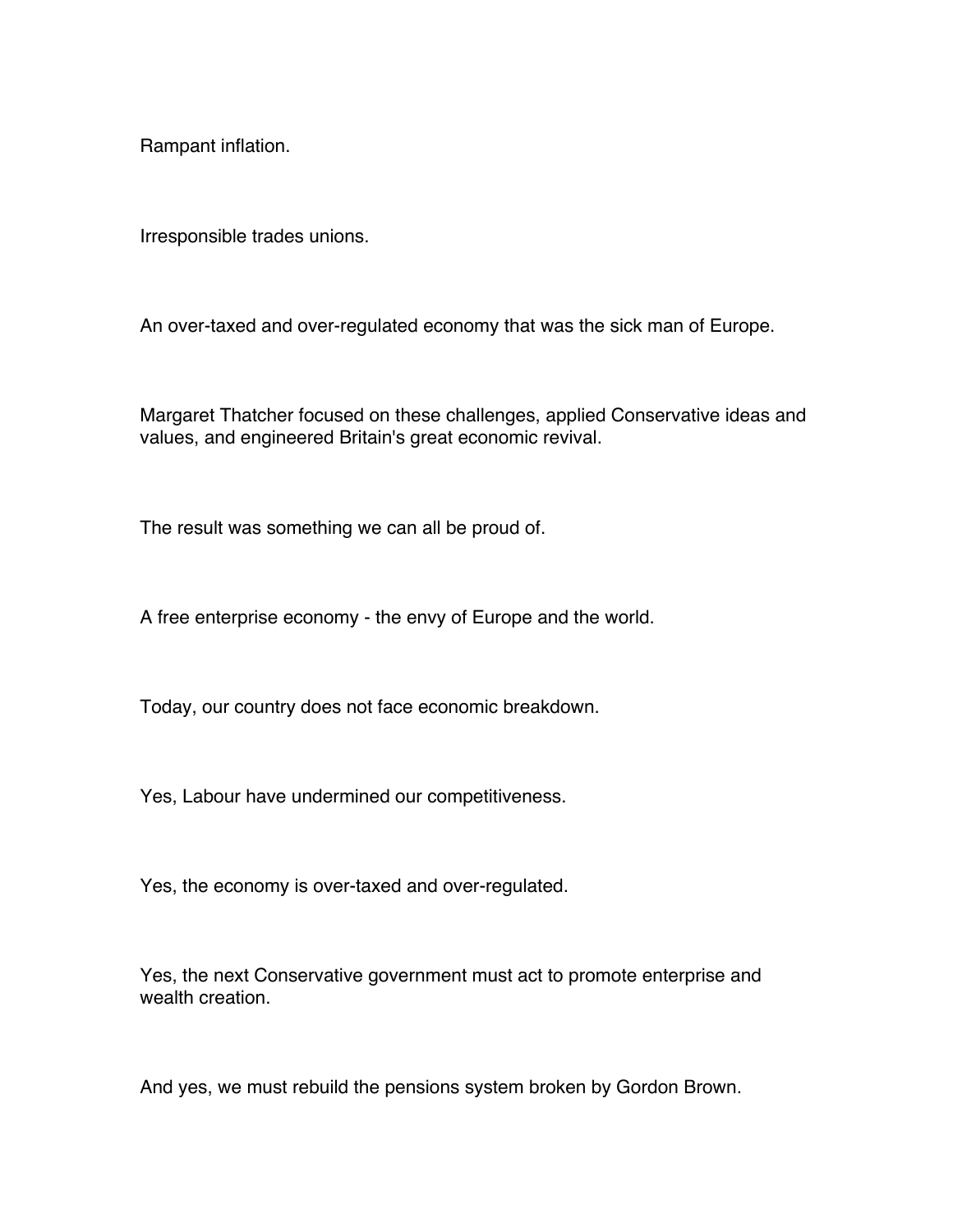Rampant inflation.

Irresponsible trades unions.

An over-taxed and over-regulated economy that was the sick man of Europe.

Margaret Thatcher focused on these challenges, applied Conservative ideas and values, and engineered Britain's great economic revival.

The result was something we can all be proud of.

A free enterprise economy - the envy of Europe and the world.

Today, our country does not face economic breakdown.

Yes, Labour have undermined our competitiveness.

Yes, the economy is over-taxed and over-regulated.

Yes, the next Conservative government must act to promote enterprise and wealth creation.

And yes, we must rebuild the pensions system broken by Gordon Brown.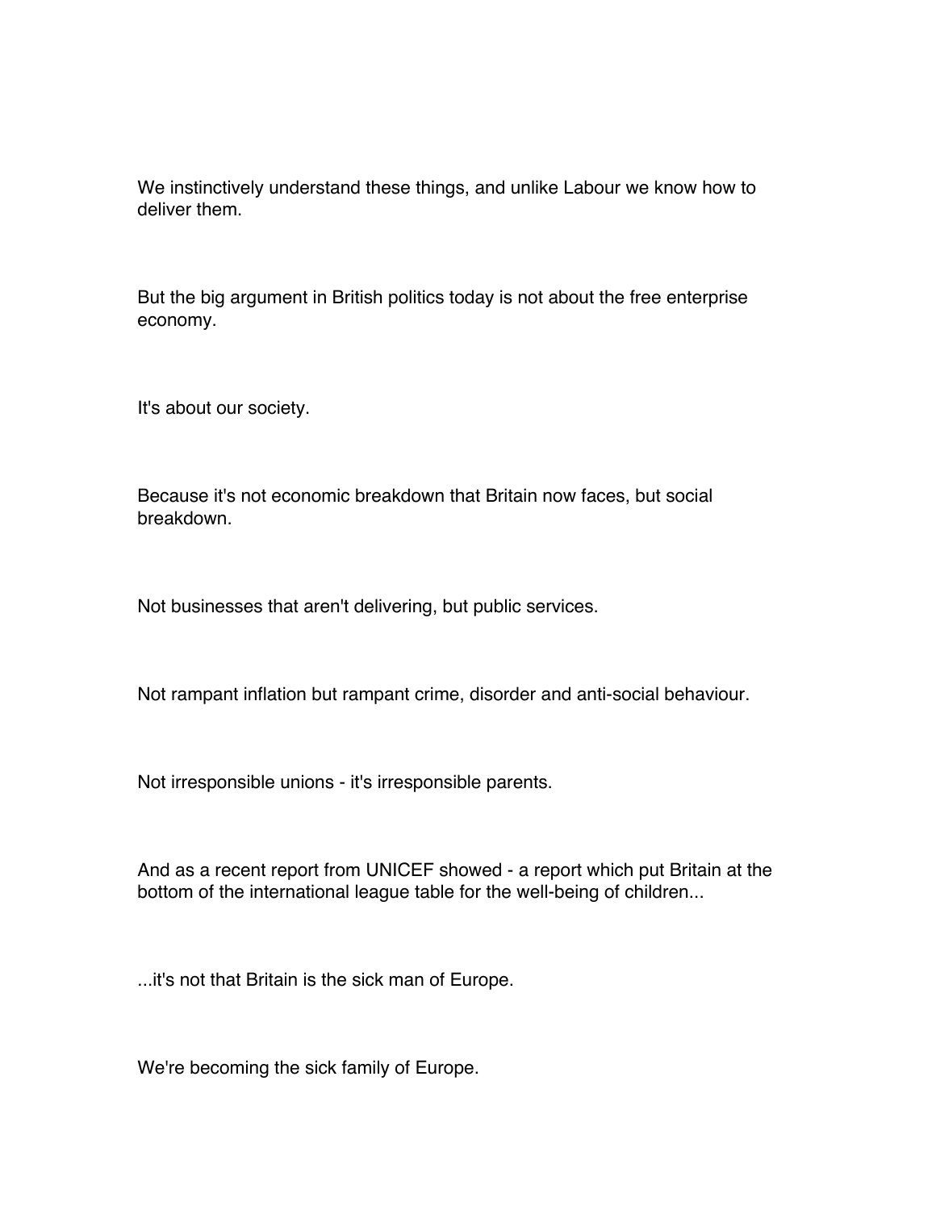We instinctively understand these things, and unlike Labour we know how to deliver them.

But the big argument in British politics today is not about the free enterprise economy.

It's about our society.

Because it's not economic breakdown that Britain now faces, but social breakdown.

Not businesses that aren't delivering, but public services.

Not rampant inflation but rampant crime, disorder and anti-social behaviour.

Not irresponsible unions - it's irresponsible parents.

And as a recent report from UNICEF showed - a report which put Britain at the bottom of the international league table for the well-being of children...

...it's not that Britain is the sick man of Europe.

We're becoming the sick family of Europe.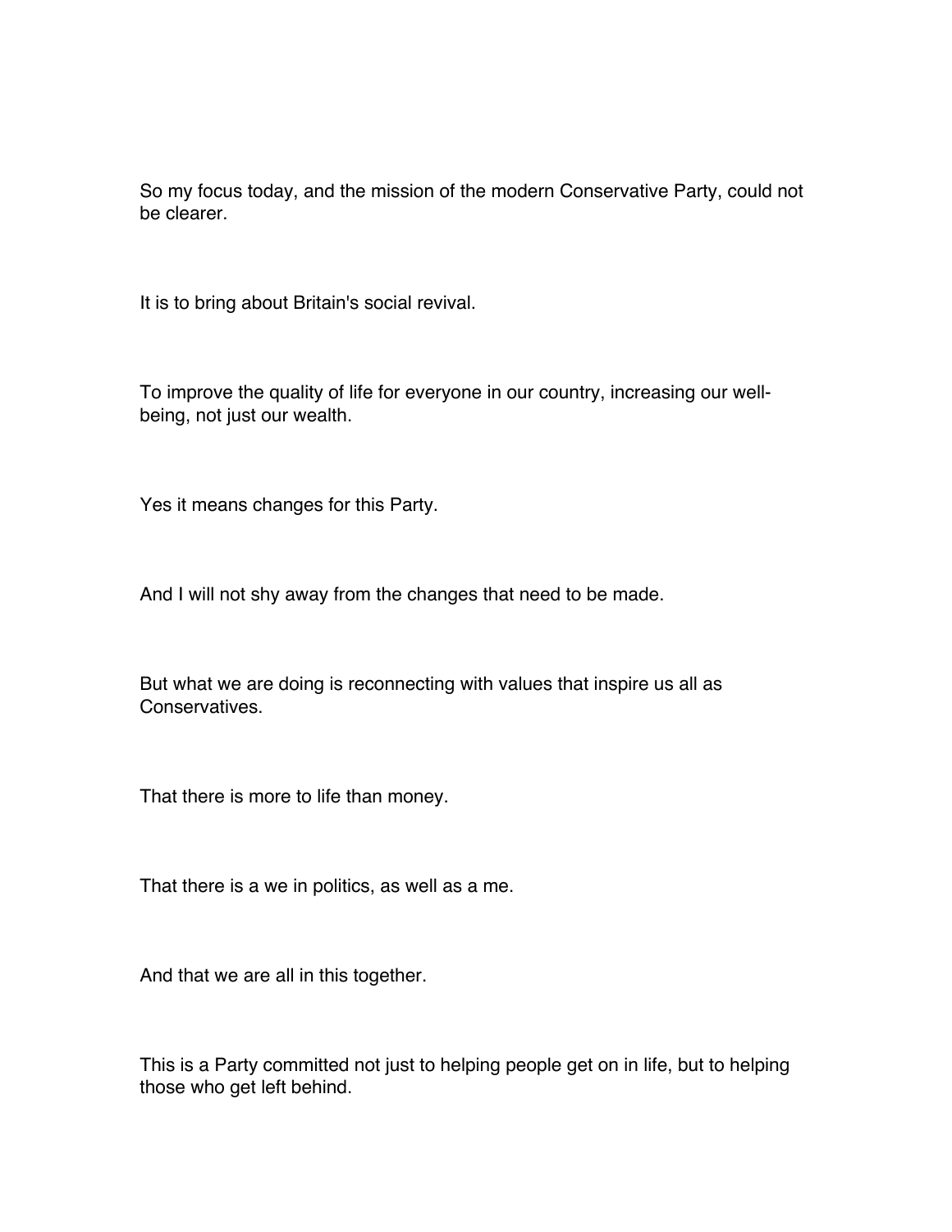So my focus today, and the mission of the modern Conservative Party, could not be clearer.

It is to bring about Britain's social revival.

To improve the quality of life for everyone in our country, increasing our well-being, not just our wealth.

Yes it means changes for this Party.

And I will not shy away from the changes that need to be made.

But what we are doing is reconnecting with values that inspire us all as Conservatives.

That there is more to life than money.

That there is a we in politics, as well as a me.

And that we are all in this together.

This is a Party committed not just to helping people get on in life, but to helping those who get left behind.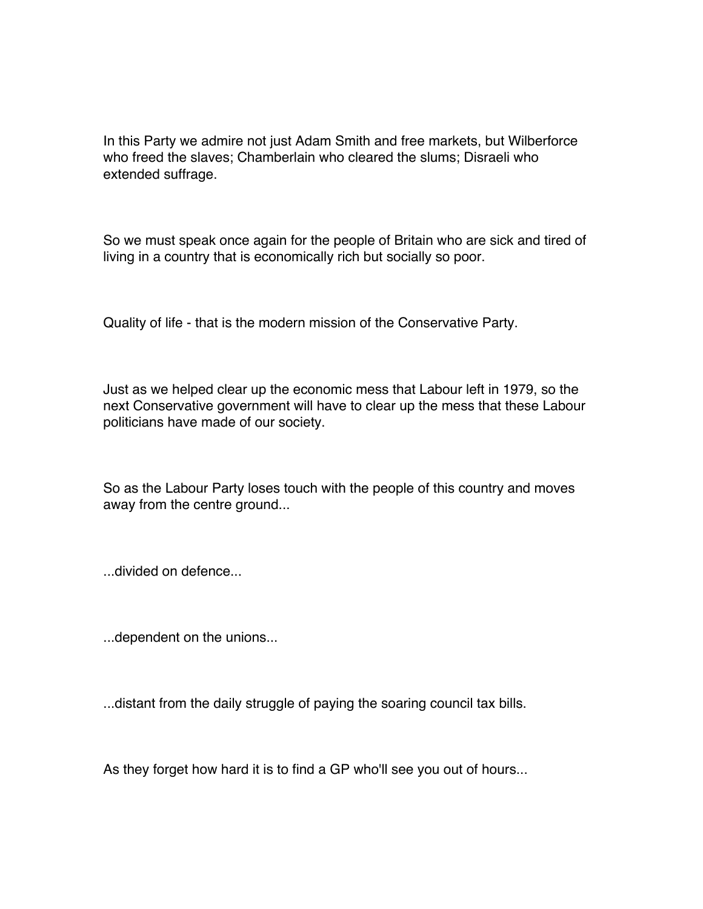In this Party we admire not just Adam Smith and free markets, but Wilberforce who freed the slaves; Chamberlain who cleared the slums; Disraeli who extended suffrage.

So we must speak once again for the people of Britain who are sick and tired of living in a country that is economically rich but socially so poor.

Quality of life - that is the modern mission of the Conservative Party.

Just as we helped clear up the economic mess that Labour left in 1979, so the next Conservative government will have to clear up the mess that these Labour politicians have made of our society.

So as the Labour Party loses touch with the people of this country and moves away from the centre ground...

...divided on defence...

...dependent on the unions...

...distant from the daily struggle of paying the soaring council tax bills.

As they forget how hard it is to find a GP who'll see you out of hours...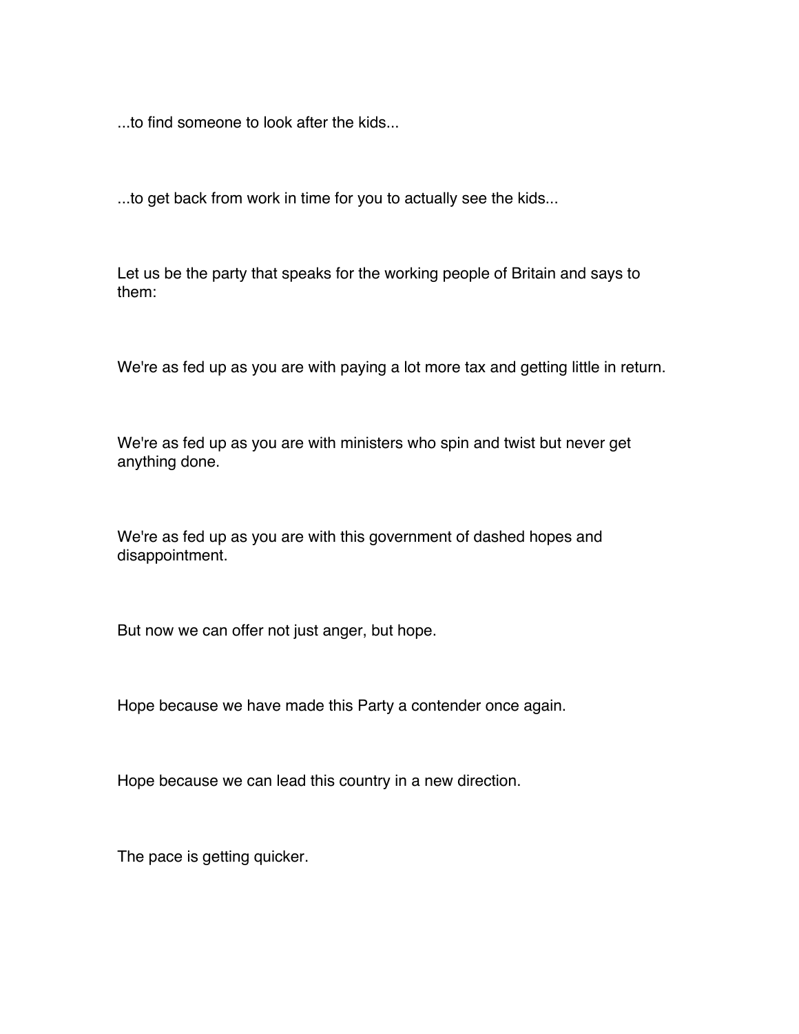...to find someone to look after the kids...

...to get back from work in time for you to actually see the kids...

Let us be the party that speaks for the working people of Britain and says to them:

We're as fed up as you are with paying a lot more tax and getting little in return.

We're as fed up as you are with ministers who spin and twist but never get anything done.

We're as fed up as you are with this government of dashed hopes and disappointment.

But now we can offer not just anger, but hope.

Hope because we have made this Party a contender once again.

Hope because we can lead this country in a new direction.

The pace is getting quicker.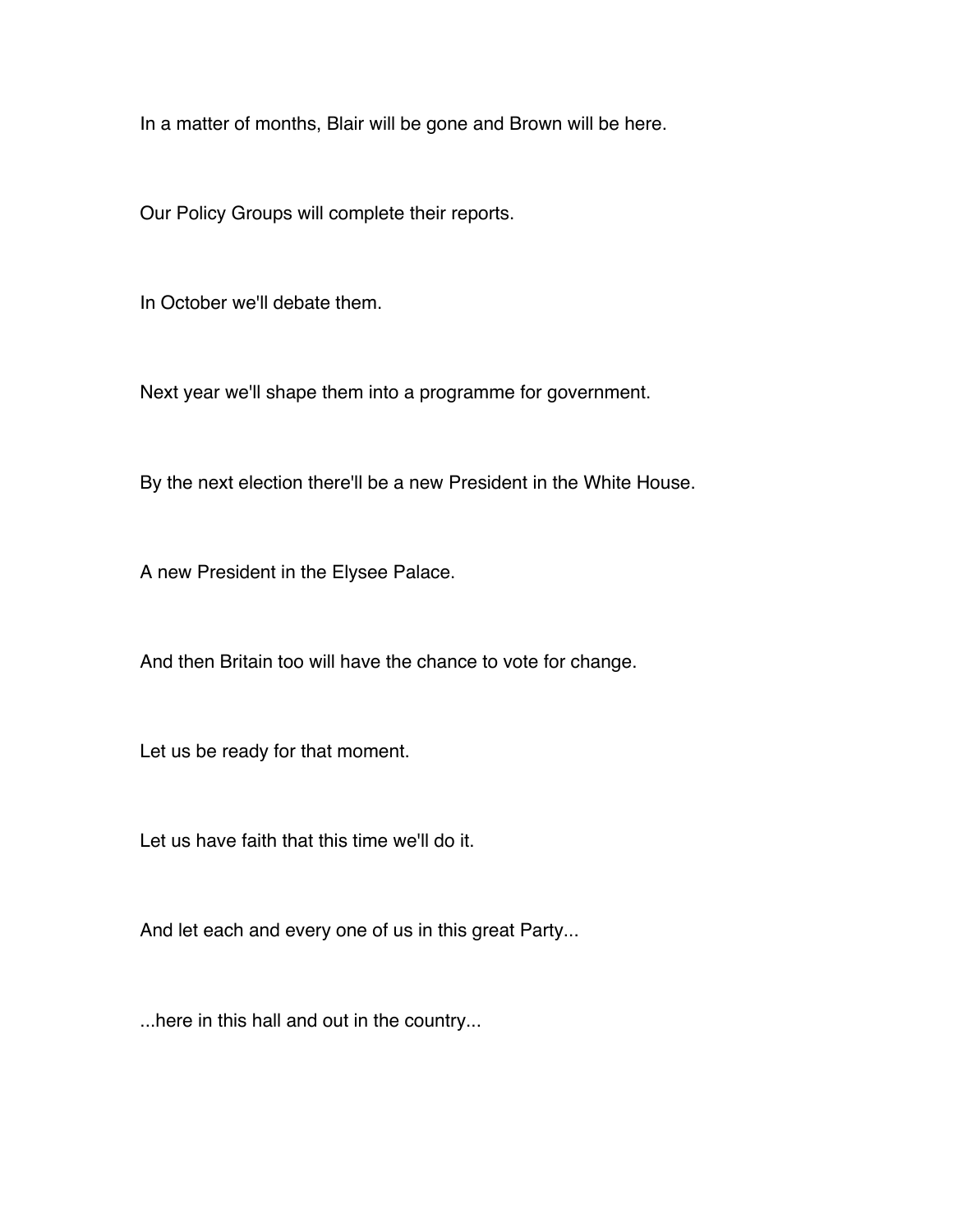In a matter of months, Blair will be gone and Brown will be here.

Our Policy Groups will complete their reports.

In October we'll debate them.

Next year we'll shape them into a programme for government.

By the next election there'll be a new President in the White House.

A new President in the Elysee Palace.

And then Britain too will have the chance to vote for change.

Let us be ready for that moment.

Let us have faith that this time we'll do it.

And let each and every one of us in this great Party...

...here in this hall and out in the country...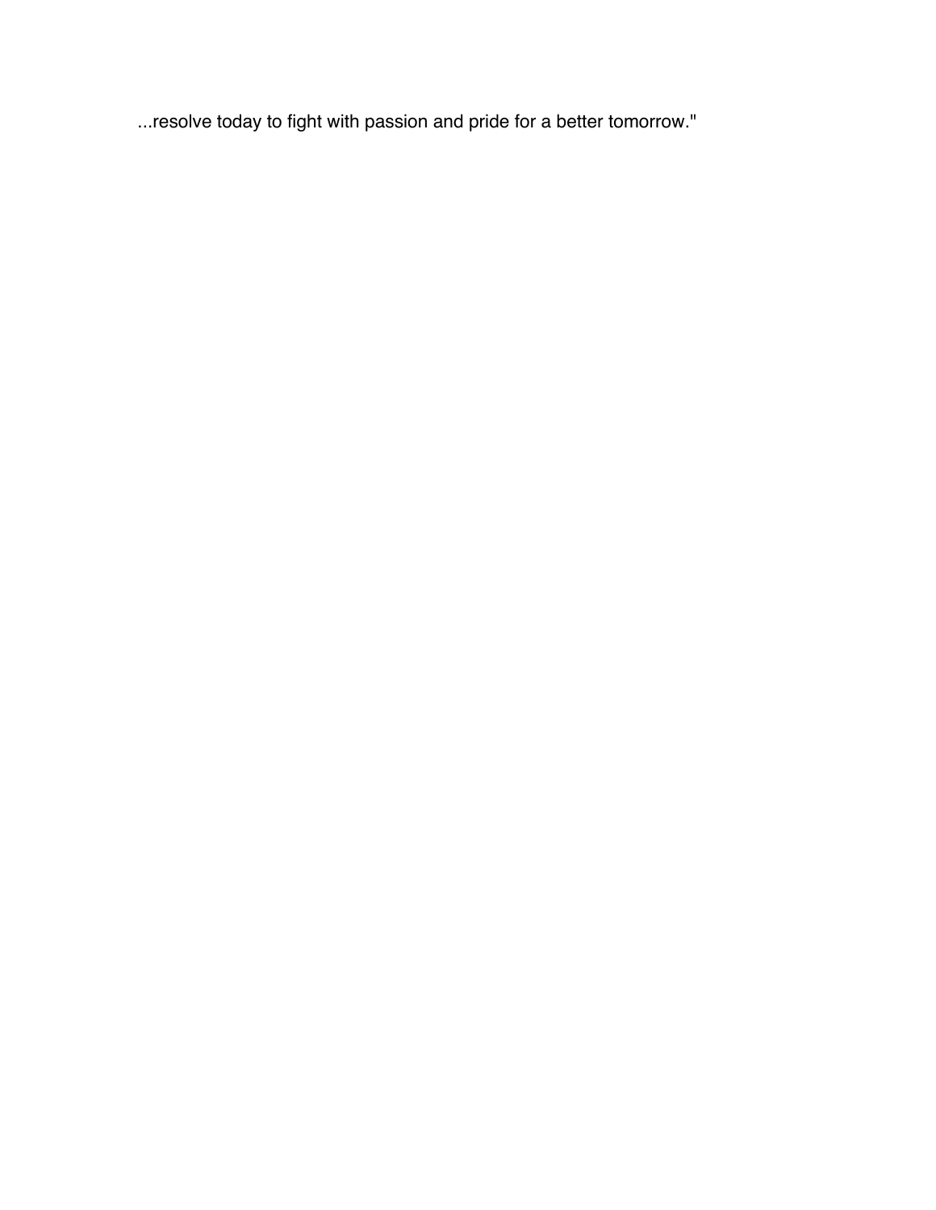...resolve today to fight with passion and pride for a better tomorrow."